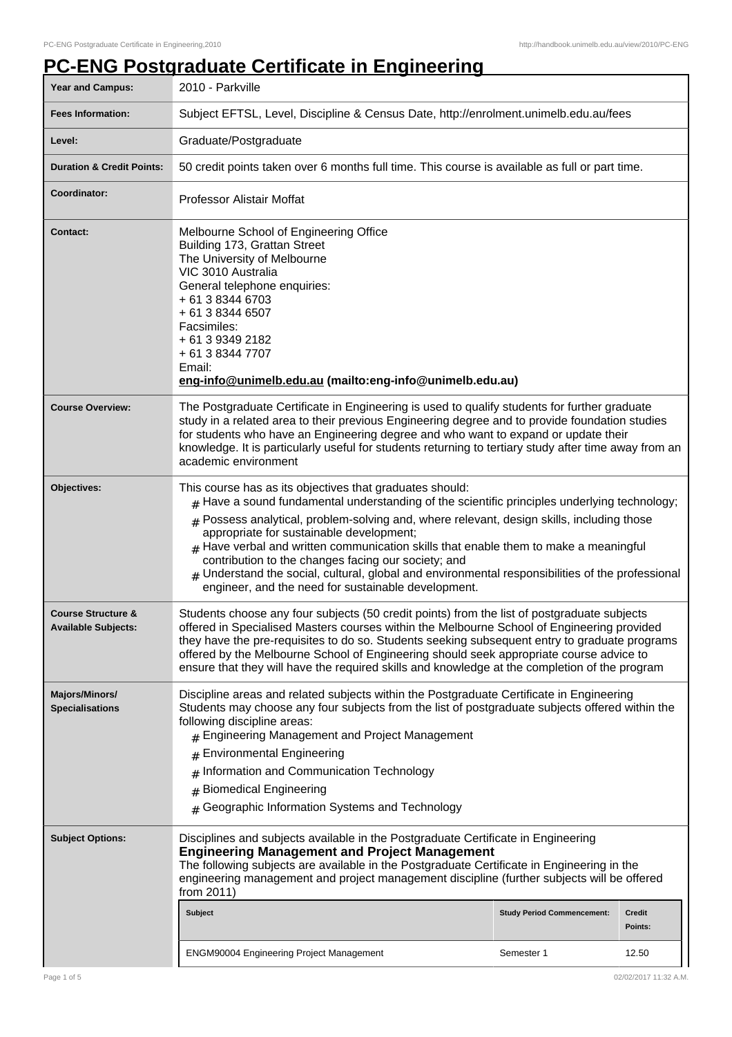# PC-ENG Postgraduate Certificate in Engineering

| | |
|---|---|
| **Year and Campus:** | 2010 - Parkville |
| **Fees Information:** | Subject EFTSL, Level, Discipline & Census Date, http://enrolment.unimelb.edu.au/fees |
| **Level:** | Graduate/Postgraduate |
| **Duration & Credit Points:** | 50 credit points taken over 6 months full time. This course is available as full or part time. |
| **Coordinator:** | Professor Alistair Moffat |
| **Contact:** | Melbourne School of Engineering Office<br>Building 173, Grattan Street<br>The University of Melbourne<br>VIC 3010 Australia<br>General telephone enquiries:<br>+ 61 3 8344 6703<br>+ 61 3 8344 6507<br>Facsimiles:<br>+ 61 3 9349 2182<br>+ 61 3 8344 7707<br>Email:<br>**eng-info@unimelb.edu.au (mailto:eng-info@unimelb.edu.au)** |
| **Course Overview:** | The Postgraduate Certificate in Engineering is used to qualify students for further graduate study in a related area to their previous Engineering degree and to provide foundation studies for students who have an Engineering degree and who want to expand or update their knowledge. It is particularly useful for students returning to tertiary study after time away from an academic environment |
| **Objectives:** | This course has as its objectives that graduates should:<br># Have a sound fundamental understanding of the scientific principles underlying technology;<br># Possess analytical, problem-solving and, where relevant, design skills, including those appropriate for sustainable development;<br># Have verbal and written communication skills that enable them to make a meaningful contribution to the changes facing our society; and<br># Understand the social, cultural, global and environmental responsibilities of the professional engineer, and the need for sustainable development. |
| **Course Structure & Available Subjects:** | Students choose any four subjects (50 credit points) from the list of postgraduate subjects offered in Specialised Masters courses within the Melbourne School of Engineering provided they have the pre-requisites to do so. Students seeking subsequent entry to graduate programs offered by the Melbourne School of Engineering should seek appropriate course advice to ensure that they will have the required skills and knowledge at the completion of the program |
| **Majors/Minors/ Specialisations** | Discipline areas and related subjects within the Postgraduate Certificate in Engineering<br>Students may choose any four subjects from the list of postgraduate subjects offered within the following discipline areas:<br># Engineering Management and Project Management<br># Environmental Engineering<br># Information and Communication Technology<br># Biomedical Engineering<br># Geographic Information Systems and Technology |
| **Subject Options:** | Disciplines and subjects available in the Postgraduate Certificate in Engineering<br>**Engineering Management and Project Management**<br>The following subjects are available in the Postgraduate Certificate in Engineering in the engineering management and project management discipline (further subjects will be offered from 2011) |

| Subject | Study Period Commencement: | Credit Points: |
|---|---|---|
| ENGM90004 Engineering Project Management | Semester 1 | 12.50 |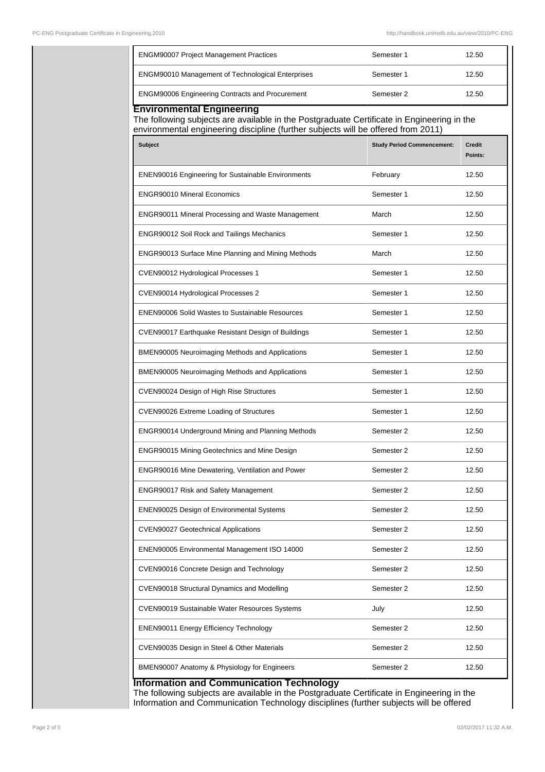| ENGM90007 Project Management Practices | Semester 1 | 12.50 |
|---|---|---|
| ENGM90010 Management of Technological Enterprises | Semester 1 | 12.50 |
| ENGM90006 Engineering Contracts and Procurement | Semester 2 | 12.50 |

## Environmental Engineering

The following subjects are available in the Postgraduate Certificate in Engineering in the environmental engineering discipline (further subjects will be offered from 2011)

| Subject | Study Period Commencement: | Credit Points: |
|---|---|---|
| ENEN90016 Engineering for Sustainable Environments | February | 12.50 |
| ENGR90010 Mineral Economics | Semester 1 | 12.50 |
| ENGR90011 Mineral Processing and Waste Management | March | 12.50 |
| ENGR90012 Soil Rock and Tailings Mechanics | Semester 1 | 12.50 |
| ENGR90013 Surface Mine Planning and Mining Methods | March | 12.50 |
| CVEN90012 Hydrological Processes 1 | Semester 1 | 12.50 |
| CVEN90014 Hydrological Processes 2 | Semester 1 | 12.50 |
| ENEN90006 Solid Wastes to Sustainable Resources | Semester 1 | 12.50 |
| CVEN90017 Earthquake Resistant Design of Buildings | Semester 1 | 12.50 |
| BMEN90005 Neuroimaging Methods and Applications | Semester 1 | 12.50 |
| BMEN90005 Neuroimaging Methods and Applications | Semester 1 | 12.50 |
| CVEN90024 Design of High Rise Structures | Semester 1 | 12.50 |
| CVEN90026 Extreme Loading of Structures | Semester 1 | 12.50 |
| ENGR90014 Underground Mining and Planning Methods | Semester 2 | 12.50 |
| ENGR90015 Mining Geotechnics and Mine Design | Semester 2 | 12.50 |
| ENGR90016 Mine Dewatering, Ventilation and Power | Semester 2 | 12.50 |
| ENGR90017 Risk and Safety Management | Semester 2 | 12.50 |
| ENEN90025 Design of Environmental Systems | Semester 2 | 12.50 |
| CVEN90027 Geotechnical Applications | Semester 2 | 12.50 |
| ENEN90005 Environmental Management ISO 14000 | Semester 2 | 12.50 |
| CVEN90016 Concrete Design and Technology | Semester 2 | 12.50 |
| CVEN90018 Structural Dynamics and Modelling | Semester 2 | 12.50 |
| CVEN90019 Sustainable Water Resources Systems | July | 12.50 |
| ENEN90011 Energy Efficiency Technology | Semester 2 | 12.50 |
| CVEN90035 Design in Steel & Other Materials | Semester 2 | 12.50 |
| BMEN90007 Anatomy & Physiology for Engineers | Semester 2 | 12.50 |

## Information and Communication Technology

The following subjects are available in the Postgraduate Certificate in Engineering in the Information and Communication Technology disciplines (further subjects will be offered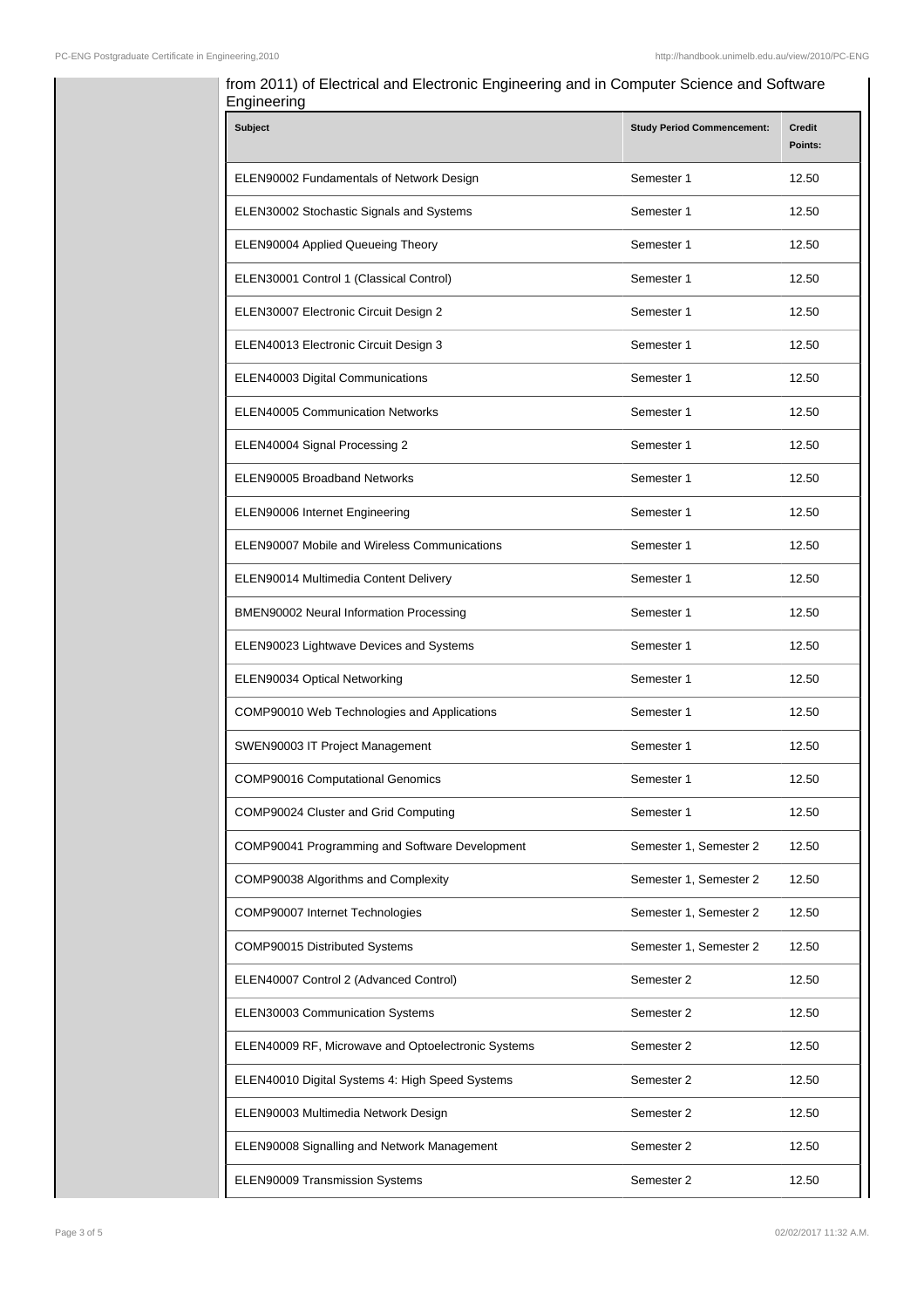from 2011) of Electrical and Electronic Engineering and in Computer Science and Software Engineering

| Subject | Study Period Commencement: | Credit Points: |
| --- | --- | --- |
| ELEN90002 Fundamentals of Network Design | Semester 1 | 12.50 |
| ELEN30002 Stochastic Signals and Systems | Semester 1 | 12.50 |
| ELEN90004 Applied Queueing Theory | Semester 1 | 12.50 |
| ELEN30001 Control 1 (Classical Control) | Semester 1 | 12.50 |
| ELEN30007 Electronic Circuit Design 2 | Semester 1 | 12.50 |
| ELEN40013 Electronic Circuit Design 3 | Semester 1 | 12.50 |
| ELEN40003 Digital Communications | Semester 1 | 12.50 |
| ELEN40005 Communication Networks | Semester 1 | 12.50 |
| ELEN40004 Signal Processing 2 | Semester 1 | 12.50 |
| ELEN90005 Broadband Networks | Semester 1 | 12.50 |
| ELEN90006 Internet Engineering | Semester 1 | 12.50 |
| ELEN90007 Mobile and Wireless Communications | Semester 1 | 12.50 |
| ELEN90014 Multimedia Content Delivery | Semester 1 | 12.50 |
| BMEN90002 Neural Information Processing | Semester 1 | 12.50 |
| ELEN90023 Lightwave Devices and Systems | Semester 1 | 12.50 |
| ELEN90034 Optical Networking | Semester 1 | 12.50 |
| COMP90010 Web Technologies and Applications | Semester 1 | 12.50 |
| SWEN90003 IT Project Management | Semester 1 | 12.50 |
| COMP90016 Computational Genomics | Semester 1 | 12.50 |
| COMP90024 Cluster and Grid Computing | Semester 1 | 12.50 |
| COMP90041 Programming and Software Development | Semester 1, Semester 2 | 12.50 |
| COMP90038 Algorithms and Complexity | Semester 1, Semester 2 | 12.50 |
| COMP90007 Internet Technologies | Semester 1, Semester 2 | 12.50 |
| COMP90015 Distributed Systems | Semester 1, Semester 2 | 12.50 |
| ELEN40007 Control 2 (Advanced Control) | Semester 2 | 12.50 |
| ELEN30003 Communication Systems | Semester 2 | 12.50 |
| ELEN40009 RF, Microwave and Optoelectronic Systems | Semester 2 | 12.50 |
| ELEN40010 Digital Systems 4: High Speed Systems | Semester 2 | 12.50 |
| ELEN90003 Multimedia Network Design | Semester 2 | 12.50 |
| ELEN90008 Signalling and Network Management | Semester 2 | 12.50 |
| ELEN90009 Transmission Systems | Semester 2 | 12.50 |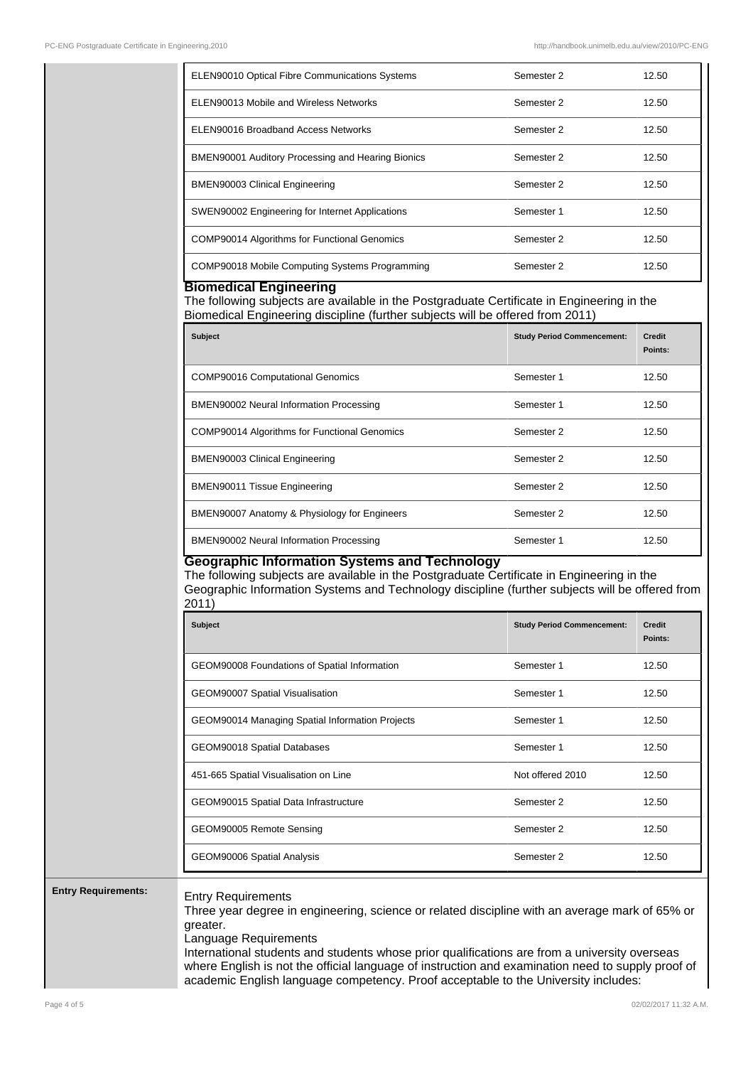| ELEN90010 Optical Fibre Communications Systems | Semester 2 | 12.50 |
|---|---|---|
| ELEN90013 Mobile and Wireless Networks | Semester 2 | 12.50 |
| ELEN90016 Broadband Access Networks | Semester 2 | 12.50 |
| BMEN90001 Auditory Processing and Hearing Bionics | Semester 2 | 12.50 |
| BMEN90003 Clinical Engineering | Semester 2 | 12.50 |
| SWEN90002 Engineering for Internet Applications | Semester 1 | 12.50 |
| COMP90014 Algorithms for Functional Genomics | Semester 2 | 12.50 |
| COMP90018 Mobile Computing Systems Programming | Semester 2 | 12.50 |

**Biomedical Engineering**

The following subjects are available in the Postgraduate Certificate in Engineering in the Biomedical Engineering discipline (further subjects will be offered from 2011)

| Subject | Study Period Commencement: | Credit Points: |
|---|---|---|
| COMP90016 Computational Genomics | Semester 1 | 12.50 |
| BMEN90002 Neural Information Processing | Semester 1 | 12.50 |
| COMP90014 Algorithms for Functional Genomics | Semester 2 | 12.50 |
| BMEN90003 Clinical Engineering | Semester 2 | 12.50 |
| BMEN90011 Tissue Engineering | Semester 2 | 12.50 |
| BMEN90007 Anatomy & Physiology for Engineers | Semester 2 | 12.50 |
| BMEN90002 Neural Information Processing | Semester 1 | 12.50 |

**Geographic Information Systems and Technology**

The following subjects are available in the Postgraduate Certificate in Engineering in the Geographic Information Systems and Technology discipline (further subjects will be offered from 2011)

| Subject | Study Period Commencement: | Credit Points: |
|---|---|---|
| GEOM90008 Foundations of Spatial Information | Semester 1 | 12.50 |
| GEOM90007 Spatial Visualisation | Semester 1 | 12.50 |
| GEOM90014 Managing Spatial Information Projects | Semester 1 | 12.50 |
| GEOM90018 Spatial Databases | Semester 1 | 12.50 |
| 451-665 Spatial Visualisation on Line | Not offered 2010 | 12.50 |
| GEOM90015 Spatial Data Infrastructure | Semester 2 | 12.50 |
| GEOM90005 Remote Sensing | Semester 2 | 12.50 |
| GEOM90006 Spatial Analysis | Semester 2 | 12.50 |

**Entry Requirements:**

Entry Requirements

Three year degree in engineering, science or related discipline with an average mark of 65% or greater.

Language Requirements

International students and students whose prior qualifications are from a university overseas where English is not the official language of instruction and examination need to supply proof of academic English language competency. Proof acceptable to the University includes: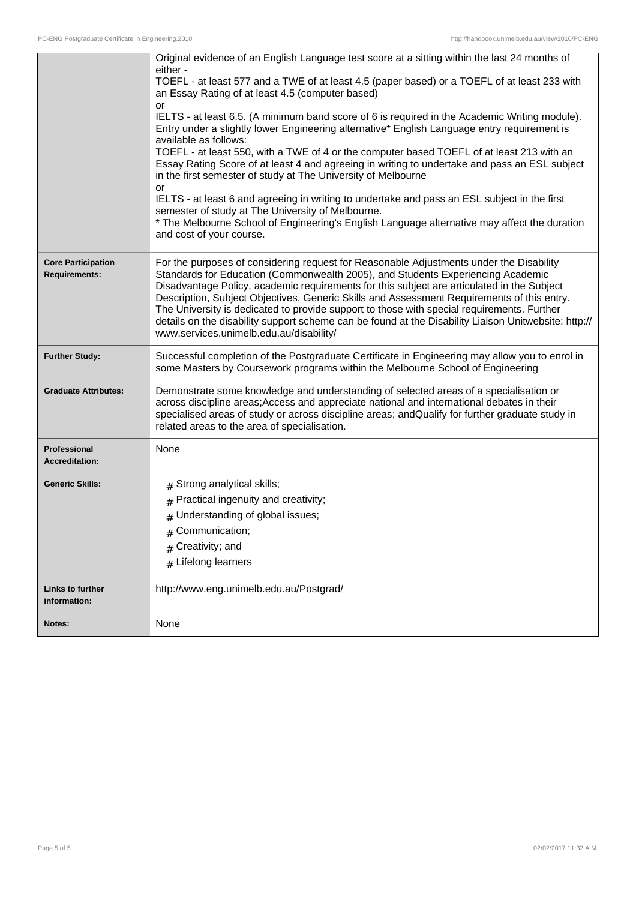| | |
|---|---|
| | Original evidence of an English Language test score at a sitting within the last 24 months of either -<br>TOEFL - at least 577 and a TWE of at least 4.5 (paper based) or a TOEFL of at least 233 with an Essay Rating of at least 4.5 (computer based)<br>or<br>IELTS - at least 6.5. (A minimum band score of 6 is required in the Academic Writing module).<br>Entry under a slightly lower Engineering alternative* English Language entry requirement is available as follows:<br>TOEFL - at least 550, with a TWE of 4 or the computer based TOEFL of at least 213 with an Essay Rating Score of at least 4 and agreeing in writing to undertake and pass an ESL subject in the first semester of study at The University of Melbourne<br>or<br>IELTS - at least 6 and agreeing in writing to undertake and pass an ESL subject in the first semester of study at The University of Melbourne.<br>* The Melbourne School of Engineering's English Language alternative may affect the duration and cost of your course. |
| **Core Participation Requirements:** | For the purposes of considering request for Reasonable Adjustments under the Disability Standards for Education (Commonwealth 2005), and Students Experiencing Academic Disadvantage Policy, academic requirements for this subject are articulated in the Subject Description, Subject Objectives, Generic Skills and Assessment Requirements of this entry. The University is dedicated to provide support to those with special requirements. Further details on the disability support scheme can be found at the Disability Liaison Unitwebsite: http://www.services.unimelb.edu.au/disability/ |
| **Further Study:** | Successful completion of the Postgraduate Certificate in Engineering may allow you to enrol in some Masters by Coursework programs within the Melbourne School of Engineering |
| **Graduate Attributes:** | Demonstrate some knowledge and understanding of selected areas of a specialisation or across discipline areas;Access and appreciate national and international debates in their specialised areas of study or across discipline areas; andQualify for further graduate study in related areas to the area of specialisation. |
| **Professional Accreditation:** | None |
| **Generic Skills:** | # Strong analytical skills;<br># Practical ingenuity and creativity;<br># Understanding of global issues;<br># Communication;<br># Creativity; and<br># Lifelong learners |
| **Links to further information:** | http://www.eng.unimelb.edu.au/Postgrad/ |
| **Notes:** | None |